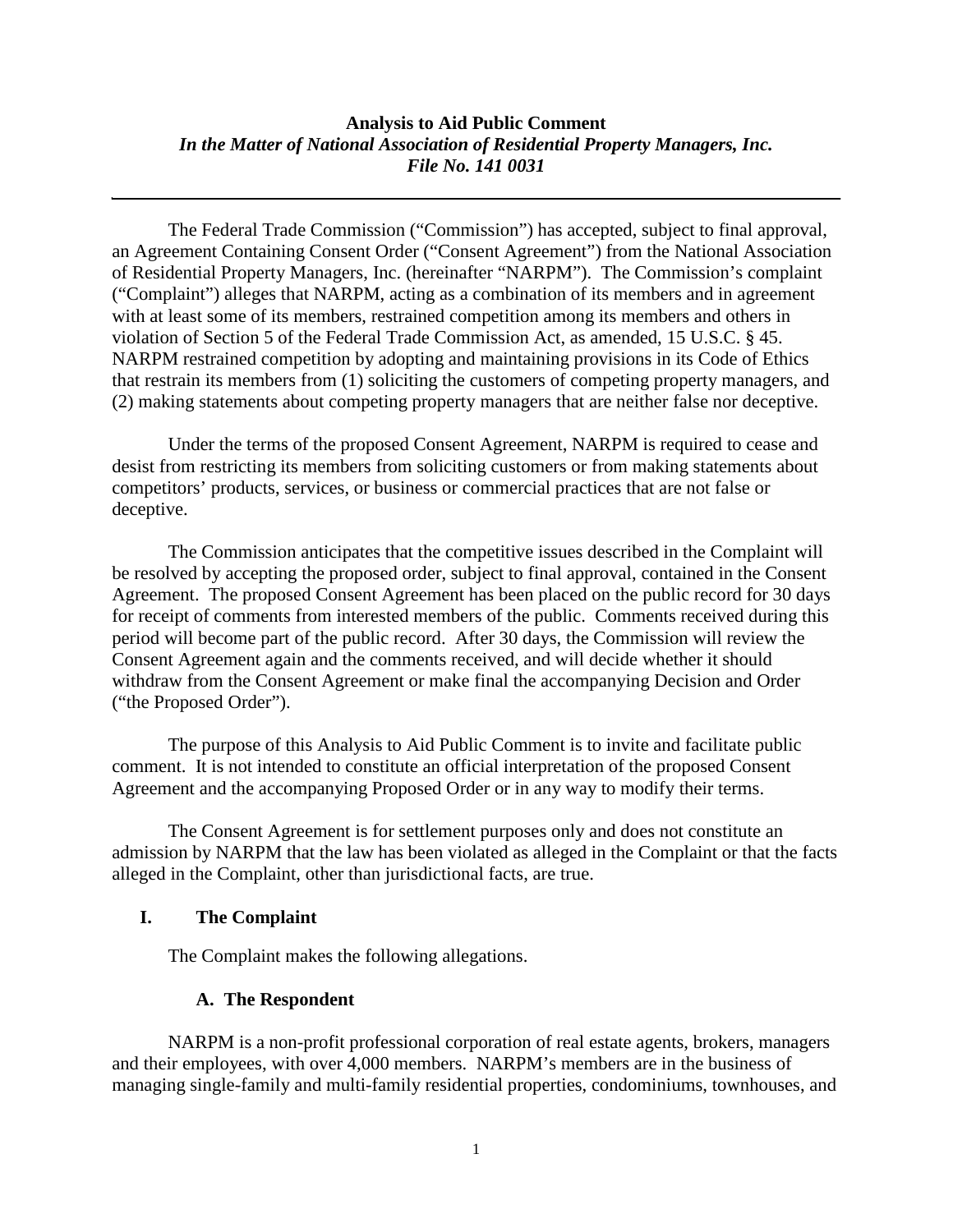**Analysis to Aid Public Comment**
***In the Matter of National Association of Residential Property Managers, Inc.***
***File No. 141 0031***

---

The Federal Trade Commission ("Commission") has accepted, subject to final approval, an Agreement Containing Consent Order ("Consent Agreement") from the National Association of Residential Property Managers, Inc. (hereinafter "NARPM"). The Commission's complaint ("Complaint") alleges that NARPM, acting as a combination of its members and in agreement with at least some of its members, restrained competition among its members and others in violation of Section 5 of the Federal Trade Commission Act, as amended, 15 U.S.C. § 45. NARPM restrained competition by adopting and maintaining provisions in its Code of Ethics that restrain its members from (1) soliciting the customers of competing property managers, and (2) making statements about competing property managers that are neither false nor deceptive.

Under the terms of the proposed Consent Agreement, NARPM is required to cease and desist from restricting its members from soliciting customers or from making statements about competitors' products, services, or business or commercial practices that are not false or deceptive.

The Commission anticipates that the competitive issues described in the Complaint will be resolved by accepting the proposed order, subject to final approval, contained in the Consent Agreement. The proposed Consent Agreement has been placed on the public record for 30 days for receipt of comments from interested members of the public. Comments received during this period will become part of the public record. After 30 days, the Commission will review the Consent Agreement again and the comments received, and will decide whether it should withdraw from the Consent Agreement or make final the accompanying Decision and Order ("the Proposed Order").

The purpose of this Analysis to Aid Public Comment is to invite and facilitate public comment. It is not intended to constitute an official interpretation of the proposed Consent Agreement and the accompanying Proposed Order or in any way to modify their terms.

The Consent Agreement is for settlement purposes only and does not constitute an admission by NARPM that the law has been violated as alleged in the Complaint or that the facts alleged in the Complaint, other than jurisdictional facts, are true.

## I. The Complaint

The Complaint makes the following allegations.

### A. The Respondent

NARPM is a non-profit professional corporation of real estate agents, brokers, managers and their employees, with over 4,000 members. NARPM's members are in the business of managing single-family and multi-family residential properties, condominiums, townhouses, and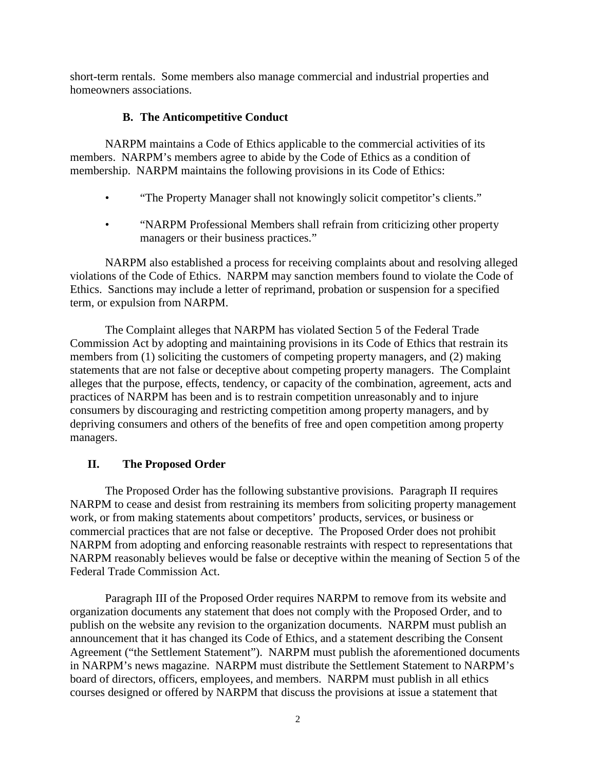short-term rentals. Some members also manage commercial and industrial properties and homeowners associations.

### B. The Anticompetitive Conduct

NARPM maintains a Code of Ethics applicable to the commercial activities of its members. NARPM's members agree to abide by the Code of Ethics as a condition of membership. NARPM maintains the following provisions in its Code of Ethics:

- "The Property Manager shall not knowingly solicit competitor's clients."
- "NARPM Professional Members shall refrain from criticizing other property managers or their business practices."

NARPM also established a process for receiving complaints about and resolving alleged violations of the Code of Ethics. NARPM may sanction members found to violate the Code of Ethics. Sanctions may include a letter of reprimand, probation or suspension for a specified term, or expulsion from NARPM.

The Complaint alleges that NARPM has violated Section 5 of the Federal Trade Commission Act by adopting and maintaining provisions in its Code of Ethics that restrain its members from (1) soliciting the customers of competing property managers, and (2) making statements that are not false or deceptive about competing property managers. The Complaint alleges that the purpose, effects, tendency, or capacity of the combination, agreement, acts and practices of NARPM has been and is to restrain competition unreasonably and to injure consumers by discouraging and restricting competition among property managers, and by depriving consumers and others of the benefits of free and open competition among property managers.

## II. The Proposed Order

The Proposed Order has the following substantive provisions. Paragraph II requires NARPM to cease and desist from restraining its members from soliciting property management work, or from making statements about competitors' products, services, or business or commercial practices that are not false or deceptive. The Proposed Order does not prohibit NARPM from adopting and enforcing reasonable restraints with respect to representations that NARPM reasonably believes would be false or deceptive within the meaning of Section 5 of the Federal Trade Commission Act.

Paragraph III of the Proposed Order requires NARPM to remove from its website and organization documents any statement that does not comply with the Proposed Order, and to publish on the website any revision to the organization documents. NARPM must publish an announcement that it has changed its Code of Ethics, and a statement describing the Consent Agreement ("the Settlement Statement"). NARPM must publish the aforementioned documents in NARPM's news magazine. NARPM must distribute the Settlement Statement to NARPM's board of directors, officers, employees, and members. NARPM must publish in all ethics courses designed or offered by NARPM that discuss the provisions at issue a statement that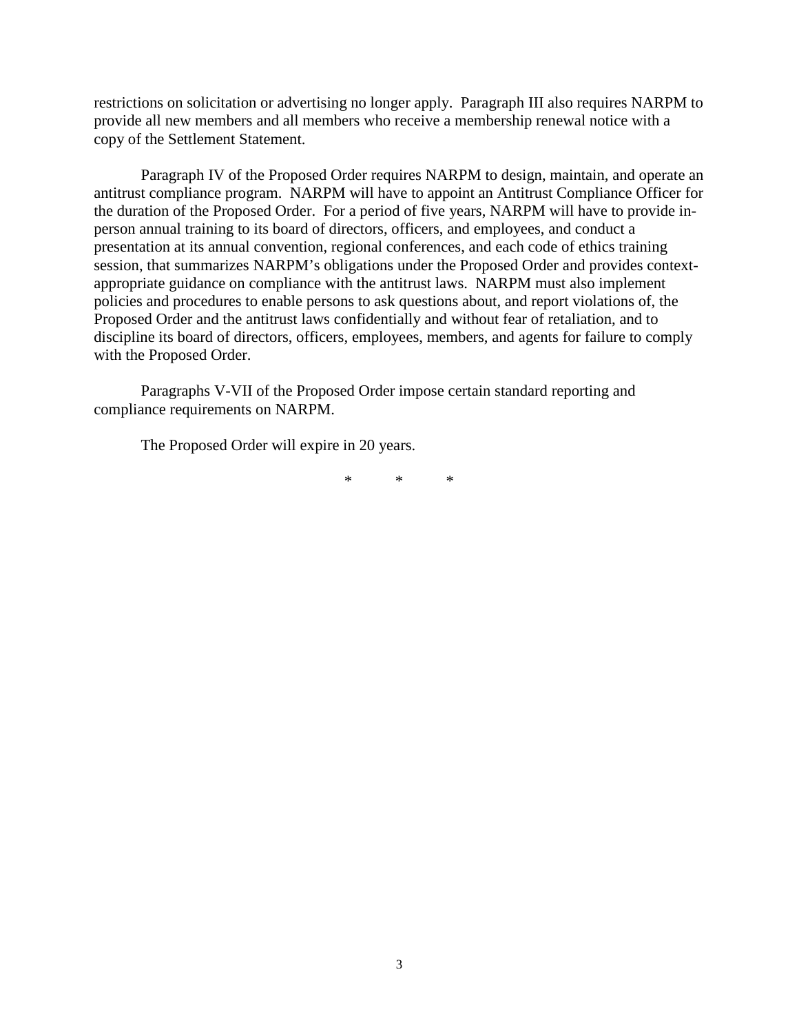restrictions on solicitation or advertising no longer apply. Paragraph III also requires NARPM to provide all new members and all members who receive a membership renewal notice with a copy of the Settlement Statement.

Paragraph IV of the Proposed Order requires NARPM to design, maintain, and operate an antitrust compliance program. NARPM will have to appoint an Antitrust Compliance Officer for the duration of the Proposed Order. For a period of five years, NARPM will have to provide in-person annual training to its board of directors, officers, and employees, and conduct a presentation at its annual convention, regional conferences, and each code of ethics training session, that summarizes NARPM's obligations under the Proposed Order and provides context-appropriate guidance on compliance with the antitrust laws. NARPM must also implement policies and procedures to enable persons to ask questions about, and report violations of, the Proposed Order and the antitrust laws confidentially and without fear of retaliation, and to discipline its board of directors, officers, employees, members, and agents for failure to comply with the Proposed Order.

Paragraphs V-VII of the Proposed Order impose certain standard reporting and compliance requirements on NARPM.

The Proposed Order will expire in 20 years.

\* \* \*